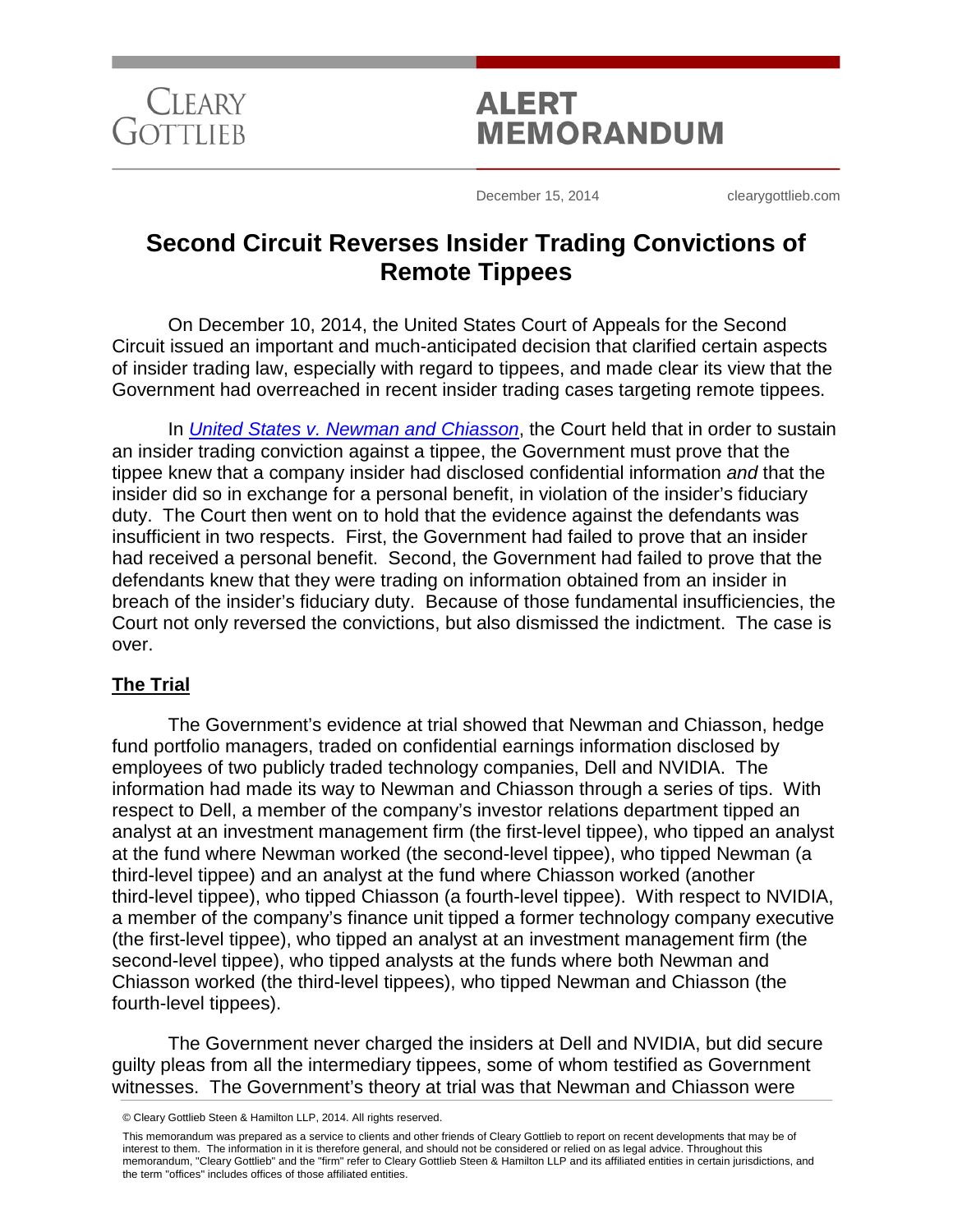CLEARY GOTTLIEB

# ALERT MEMORANDUM

December 15, 2014 clearygottlieb.com

## Second Circuit Reverses Insider Trading Convictions of Remote Tippees

On December 10, 2014, the United States Court of Appeals for the Second Circuit issued an important and much-anticipated decision that clarified certain aspects of insider trading law, especially with regard to tippees, and made clear its view that the Government had overreached in recent insider trading cases targeting remote tippees.

In *United States v. Newman and Chiasson*, the Court held that in order to sustain an insider trading conviction against a tippee, the Government must prove that the tippee knew that a company insider had disclosed confidential information *and* that the insider did so in exchange for a personal benefit, in violation of the insider's fiduciary duty. The Court then went on to hold that the evidence against the defendants was insufficient in two respects. First, the Government had failed to prove that an insider had received a personal benefit. Second, the Government had failed to prove that the defendants knew that they were trading on information obtained from an insider in breach of the insider's fiduciary duty. Because of those fundamental insufficiencies, the Court not only reversed the convictions, but also dismissed the indictment. The case is over.

### The Trial

The Government's evidence at trial showed that Newman and Chiasson, hedge fund portfolio managers, traded on confidential earnings information disclosed by employees of two publicly traded technology companies, Dell and NVIDIA. The information had made its way to Newman and Chiasson through a series of tips. With respect to Dell, a member of the company's investor relations department tipped an analyst at an investment management firm (the first-level tippee), who tipped an analyst at the fund where Newman worked (the second-level tippee), who tipped Newman (a third-level tippee) and an analyst at the fund where Chiasson worked (another third-level tippee), who tipped Chiasson (a fourth-level tippee). With respect to NVIDIA, a member of the company's finance unit tipped a former technology company executive (the first-level tippee), who tipped an analyst at an investment management firm (the second-level tippee), who tipped analysts at the funds where both Newman and Chiasson worked (the third-level tippees), who tipped Newman and Chiasson (the fourth-level tippees).

The Government never charged the insiders at Dell and NVIDIA, but did secure guilty pleas from all the intermediary tippees, some of whom testified as Government witnesses. The Government's theory at trial was that Newman and Chiasson were

© Cleary Gottlieb Steen & Hamilton LLP, 2014. All rights reserved.

This memorandum was prepared as a service to clients and other friends of Cleary Gottlieb to report on recent developments that may be of interest to them. The information in it is therefore general, and should not be considered or relied on as legal advice. Throughout this memorandum, "Cleary Gottlieb" and the "firm" refer to Cleary Gottlieb Steen & Hamilton LLP and its affiliated entities in certain jurisdictions, and the term "offices" includes offices of those affiliated entities.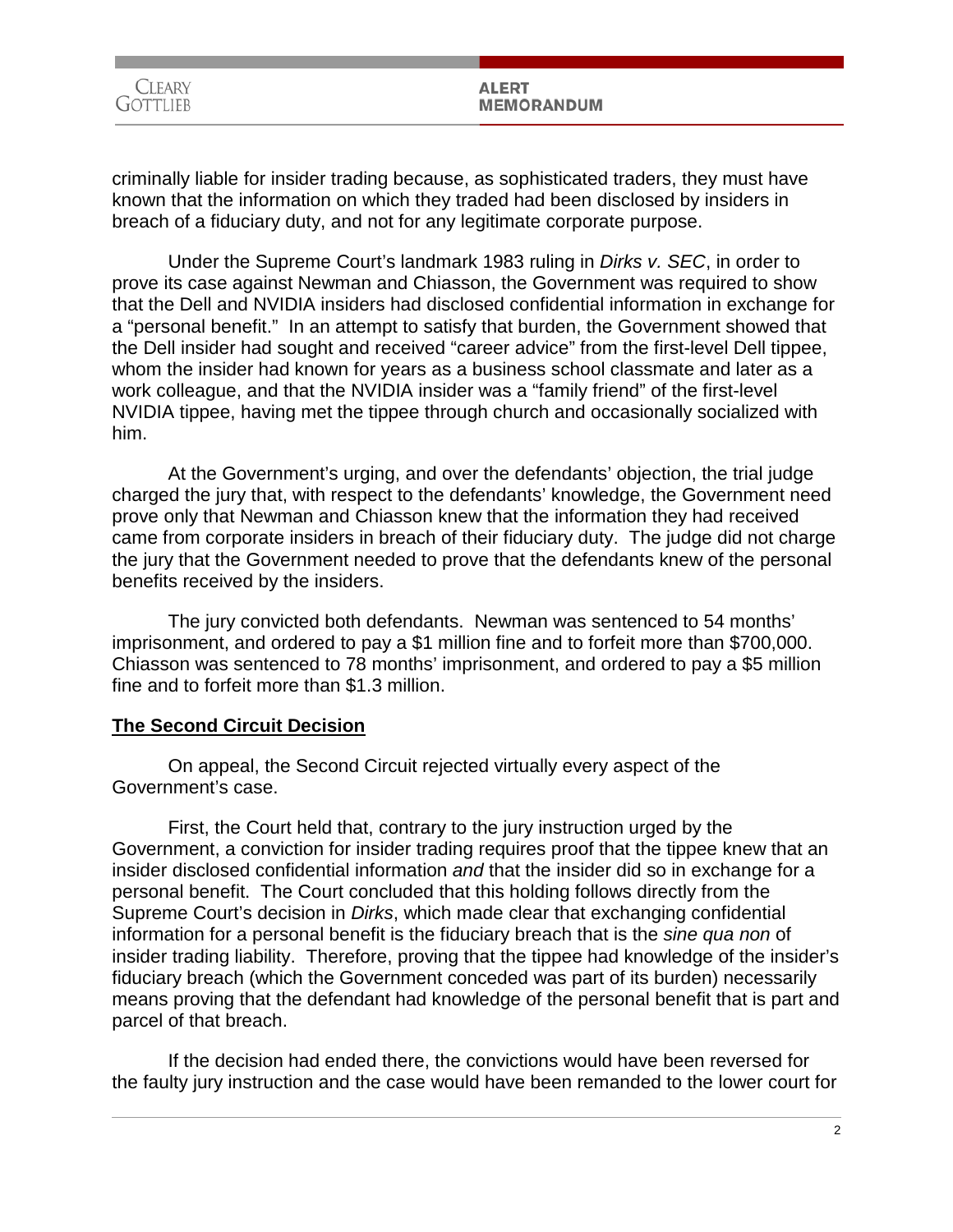criminally liable for insider trading because, as sophisticated traders, they must have known that the information on which they traded had been disclosed by insiders in breach of a fiduciary duty, and not for any legitimate corporate purpose.

Under the Supreme Court's landmark 1983 ruling in *Dirks v. SEC*, in order to prove its case against Newman and Chiasson, the Government was required to show that the Dell and NVIDIA insiders had disclosed confidential information in exchange for a "personal benefit." In an attempt to satisfy that burden, the Government showed that the Dell insider had sought and received "career advice" from the first-level Dell tippee, whom the insider had known for years as a business school classmate and later as a work colleague, and that the NVIDIA insider was a "family friend" of the first-level NVIDIA tippee, having met the tippee through church and occasionally socialized with him.

At the Government's urging, and over the defendants' objection, the trial judge charged the jury that, with respect to the defendants' knowledge, the Government need prove only that Newman and Chiasson knew that the information they had received came from corporate insiders in breach of their fiduciary duty. The judge did not charge the jury that the Government needed to prove that the defendants knew of the personal benefits received by the insiders.

The jury convicted both defendants. Newman was sentenced to 54 months' imprisonment, and ordered to pay a $1 million fine and to forfeit more than $700,000. Chiasson was sentenced to 78 months' imprisonment, and ordered to pay a $5 million fine and to forfeit more than $1.3 million.

## **The Second Circuit Decision**

On appeal, the Second Circuit rejected virtually every aspect of the Government's case.

First, the Court held that, contrary to the jury instruction urged by the Government, a conviction for insider trading requires proof that the tippee knew that an insider disclosed confidential information *and* that the insider did so in exchange for a personal benefit. The Court concluded that this holding follows directly from the Supreme Court's decision in *Dirks*, which made clear that exchanging confidential information for a personal benefit is the fiduciary breach that is the *sine qua non* of insider trading liability. Therefore, proving that the tippee had knowledge of the insider's fiduciary breach (which the Government conceded was part of its burden) necessarily means proving that the defendant had knowledge of the personal benefit that is part and parcel of that breach.

If the decision had ended there, the convictions would have been reversed for the faulty jury instruction and the case would have been remanded to the lower court for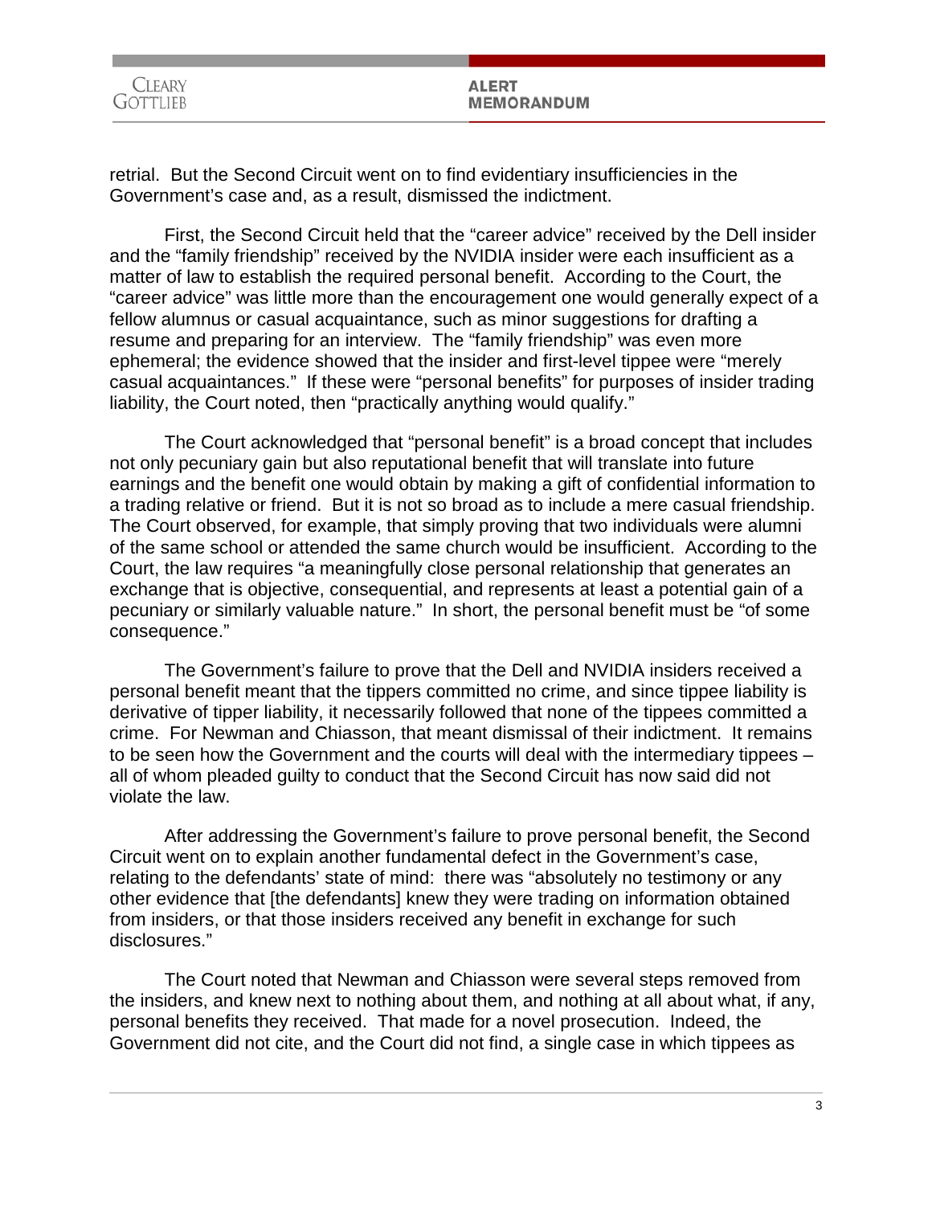retrial. But the Second Circuit went on to find evidentiary insufficiencies in the Government's case and, as a result, dismissed the indictment.

First, the Second Circuit held that the "career advice" received by the Dell insider and the "family friendship" received by the NVIDIA insider were each insufficient as a matter of law to establish the required personal benefit. According to the Court, the "career advice" was little more than the encouragement one would generally expect of a fellow alumnus or casual acquaintance, such as minor suggestions for drafting a resume and preparing for an interview. The "family friendship" was even more ephemeral; the evidence showed that the insider and first-level tippee were "merely casual acquaintances." If these were "personal benefits" for purposes of insider trading liability, the Court noted, then "practically anything would qualify."

The Court acknowledged that "personal benefit" is a broad concept that includes not only pecuniary gain but also reputational benefit that will translate into future earnings and the benefit one would obtain by making a gift of confidential information to a trading relative or friend. But it is not so broad as to include a mere casual friendship. The Court observed, for example, that simply proving that two individuals were alumni of the same school or attended the same church would be insufficient. According to the Court, the law requires "a meaningfully close personal relationship that generates an exchange that is objective, consequential, and represents at least a potential gain of a pecuniary or similarly valuable nature." In short, the personal benefit must be "of some consequence."

The Government's failure to prove that the Dell and NVIDIA insiders received a personal benefit meant that the tippers committed no crime, and since tippee liability is derivative of tipper liability, it necessarily followed that none of the tippees committed a crime. For Newman and Chiasson, that meant dismissal of their indictment. It remains to be seen how the Government and the courts will deal with the intermediary tippees – all of whom pleaded guilty to conduct that the Second Circuit has now said did not violate the law.

After addressing the Government's failure to prove personal benefit, the Second Circuit went on to explain another fundamental defect in the Government's case, relating to the defendants' state of mind: there was "absolutely no testimony or any other evidence that [the defendants] knew they were trading on information obtained from insiders, or that those insiders received any benefit in exchange for such disclosures."

The Court noted that Newman and Chiasson were several steps removed from the insiders, and knew next to nothing about them, and nothing at all about what, if any, personal benefits they received. That made for a novel prosecution. Indeed, the Government did not cite, and the Court did not find, a single case in which tippees as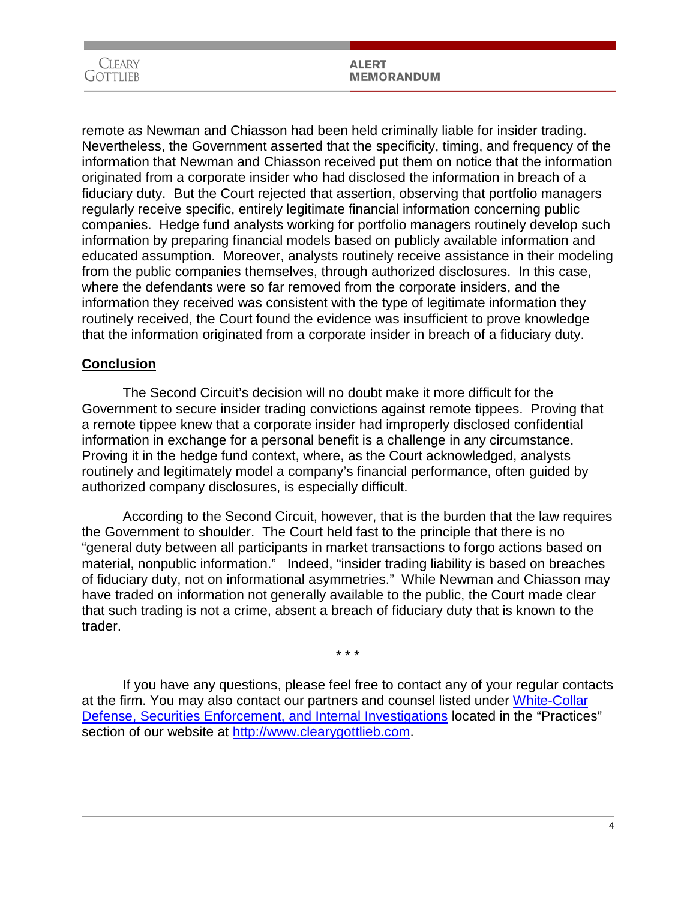remote as Newman and Chiasson had been held criminally liable for insider trading. Nevertheless, the Government asserted that the specificity, timing, and frequency of the information that Newman and Chiasson received put them on notice that the information originated from a corporate insider who had disclosed the information in breach of a fiduciary duty. But the Court rejected that assertion, observing that portfolio managers regularly receive specific, entirely legitimate financial information concerning public companies. Hedge fund analysts working for portfolio managers routinely develop such information by preparing financial models based on publicly available information and educated assumption. Moreover, analysts routinely receive assistance in their modeling from the public companies themselves, through authorized disclosures. In this case, where the defendants were so far removed from the corporate insiders, and the information they received was consistent with the type of legitimate information they routinely received, the Court found the evidence was insufficient to prove knowledge that the information originated from a corporate insider in breach of a fiduciary duty.

## Conclusion

The Second Circuit's decision will no doubt make it more difficult for the Government to secure insider trading convictions against remote tippees. Proving that a remote tippee knew that a corporate insider had improperly disclosed confidential information in exchange for a personal benefit is a challenge in any circumstance. Proving it in the hedge fund context, where, as the Court acknowledged, analysts routinely and legitimately model a company's financial performance, often guided by authorized company disclosures, is especially difficult.

According to the Second Circuit, however, that is the burden that the law requires the Government to shoulder. The Court held fast to the principle that there is no "general duty between all participants in market transactions to forgo actions based on material, nonpublic information." Indeed, "insider trading liability is based on breaches of fiduciary duty, not on informational asymmetries." While Newman and Chiasson may have traded on information not generally available to the public, the Court made clear that such trading is not a crime, absent a breach of fiduciary duty that is known to the trader.

\* \* \*

If you have any questions, please feel free to contact any of your regular contacts at the firm. You may also contact our partners and counsel listed under White-Collar Defense, Securities Enforcement, and Internal Investigations located in the "Practices" section of our website at http://www.clearygottlieb.com.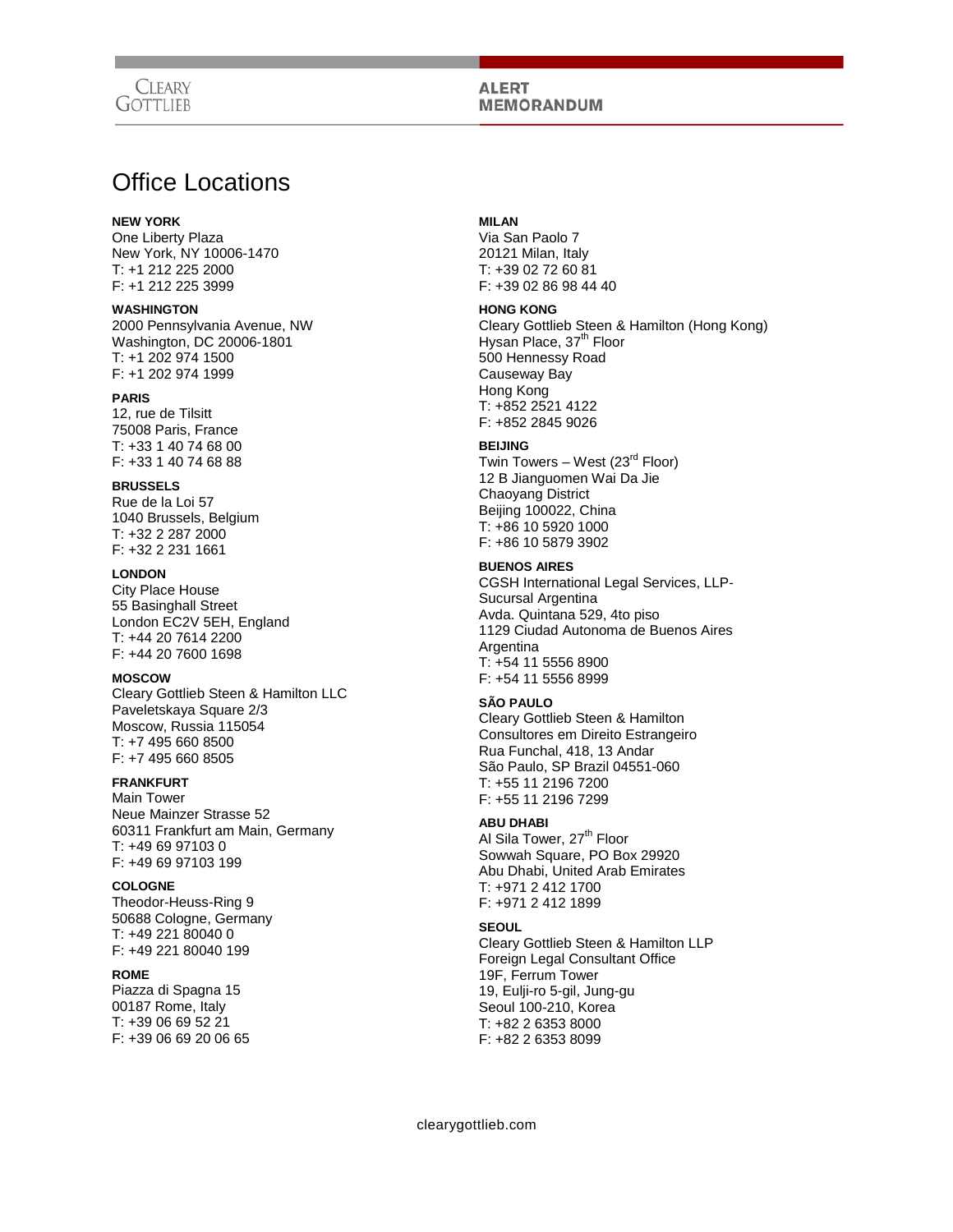# Office Locations

**NEW YORK**
One Liberty Plaza
New York, NY 10006-1470
T: +1 212 225 2000
F: +1 212 225 3999

**WASHINGTON**
2000 Pennsylvania Avenue, NW
Washington, DC 20006-1801
T: +1 202 974 1500
F: +1 202 974 1999

**PARIS**
12, rue de Tilsitt
75008 Paris, France
T: +33 1 40 74 68 00
F: +33 1 40 74 68 88

**BRUSSELS**
Rue de la Loi 57
1040 Brussels, Belgium
T: +32 2 287 2000
F: +32 2 231 1661

**LONDON**
City Place House
55 Basinghall Street
London EC2V 5EH, England
T: +44 20 7614 2200
F: +44 20 7600 1698

**MOSCOW**
Cleary Gottlieb Steen & Hamilton LLC
Paveletskaya Square 2/3
Moscow, Russia 115054
T: +7 495 660 8500
F: +7 495 660 8505

**FRANKFURT**
Main Tower
Neue Mainzer Strasse 52
60311 Frankfurt am Main, Germany
T: +49 69 97103 0
F: +49 69 97103 199

**COLOGNE**
Theodor-Heuss-Ring 9
50688 Cologne, Germany
T: +49 221 80040 0
F: +49 221 80040 199

**ROME**
Piazza di Spagna 15
00187 Rome, Italy
T: +39 06 69 52 21
F: +39 06 69 20 06 65

**MILAN**
Via San Paolo 7
20121 Milan, Italy
T: +39 02 72 60 81
F: +39 02 86 98 44 40

**HONG KONG**
Cleary Gottlieb Steen & Hamilton (Hong Kong)
Hysan Place, 37th Floor
500 Hennessy Road
Causeway Bay
Hong Kong
T: +852 2521 4122
F: +852 2845 9026

**BEIJING**
Twin Towers – West (23rd Floor)
12 B Jianguomen Wai Da Jie
Chaoyang District
Beijing 100022, China
T: +86 10 5920 1000
F: +86 10 5879 3902

**BUENOS AIRES**
CGSH International Legal Services, LLP-
Sucursal Argentina
Avda. Quintana 529, 4to piso
1129 Ciudad Autonoma de Buenos Aires
Argentina
T: +54 11 5556 8900
F: +54 11 5556 8999

**SÃO PAULO**
Cleary Gottlieb Steen & Hamilton
Consultores em Direito Estrangeiro
Rua Funchal, 418, 13 Andar
São Paulo, SP Brazil 04551-060
T: +55 11 2196 7200
F: +55 11 2196 7299

**ABU DHABI**
Al Sila Tower, 27th Floor
Sowwah Square, PO Box 29920
Abu Dhabi, United Arab Emirates
T: +971 2 412 1700
F: +971 2 412 1899

**SEOUL**
Cleary Gottlieb Steen & Hamilton LLP
Foreign Legal Consultant Office
19F, Ferrum Tower
19, Eulji-ro 5-gil, Jung-gu
Seoul 100-210, Korea
T: +82 2 6353 8000
F: +82 2 6353 8099

clearygottlieb.com